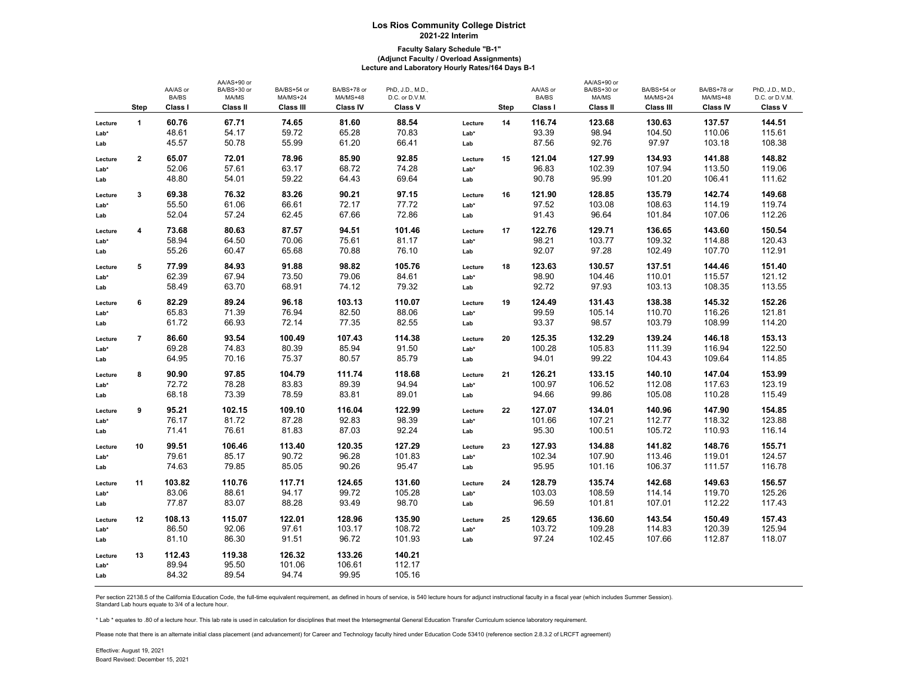# Los Rios Community College District

**2021-22 Interim**

**Faculty Salary Schedule "B-1"**
**(Adjunct Faculty / Overload Assignments)**
**Lecture and Laboratory Hourly Rates/164 Days B-1**

| | Step | AA/AS or BA/BS Class I | AA/AS+90 or BA/BS+30 or MA/MS Class II | BA/BS+54 or MA/MS+24 Class III | BA/BS+78 or MA/MS+48 Class IV | PhD, J.D., M.D., D.C. or D.V.M. Class V |
|---|---|---|---|---|---|---|
| Lecture | 1 | **60.76** | **67.71** | **74.65** | **81.60** | **88.54** |
| Lab* | | 48.61 | 54.17 | 59.72 | 65.28 | 70.83 |
| Lab | | 45.57 | 50.78 | 55.99 | 61.20 | 66.41 |
| Lecture | 2 | **65.07** | **72.01** | **78.96** | **85.90** | **92.85** |
| Lab* | | 52.06 | 57.61 | 63.17 | 68.72 | 74.28 |
| Lab | | 48.80 | 54.01 | 59.22 | 64.43 | 69.64 |
| Lecture | 3 | **69.38** | **76.32** | **83.26** | **90.21** | **97.15** |
| Lab* | | 55.50 | 61.06 | 66.61 | 72.17 | 77.72 |
| Lab | | 52.04 | 57.24 | 62.45 | 67.66 | 72.86 |
| Lecture | 4 | **73.68** | **80.63** | **87.57** | **94.51** | **101.46** |
| Lab* | | 58.94 | 64.50 | 70.06 | 75.61 | 81.17 |
| Lab | | 55.26 | 60.47 | 65.68 | 70.88 | 76.10 |
| Lecture | 5 | **77.99** | **84.93** | **91.88** | **98.82** | **105.76** |
| Lab* | | 62.39 | 67.94 | 73.50 | 79.06 | 84.61 |
| Lab | | 58.49 | 63.70 | 68.91 | 74.12 | 79.32 |
| Lecture | 6 | **82.29** | **89.24** | **96.18** | **103.13** | **110.07** |
| Lab* | | 65.83 | 71.39 | 76.94 | 82.50 | 88.06 |
| Lab | | 61.72 | 66.93 | 72.14 | 77.35 | 82.55 |
| Lecture | 7 | **86.60** | **93.54** | **100.49** | **107.43** | **114.38** |
| Lab* | | 69.28 | 74.83 | 80.39 | 85.94 | 91.50 |
| Lab | | 64.95 | 70.16 | 75.37 | 80.57 | 85.79 |
| Lecture | 8 | **90.90** | **97.85** | **104.79** | **111.74** | **118.68** |
| Lab* | | 72.72 | 78.28 | 83.83 | 89.39 | 94.94 |
| Lab | | 68.18 | 73.39 | 78.59 | 83.81 | 89.01 |
| Lecture | 9 | **95.21** | **102.15** | **109.10** | **116.04** | **122.99** |
| Lab* | | 76.17 | 81.72 | 87.28 | 92.83 | 98.39 |
| Lab | | 71.41 | 76.61 | 81.83 | 87.03 | 92.24 |
| Lecture | 10 | **99.51** | **106.46** | **113.40** | **120.35** | **127.29** |
| Lab* | | 79.61 | 85.17 | 90.72 | 96.28 | 101.83 |
| Lab | | 74.63 | 79.85 | 85.05 | 90.26 | 95.47 |
| Lecture | 11 | **103.82** | **110.76** | **117.71** | **124.65** | **131.60** |
| Lab* | | 83.06 | 88.61 | 94.17 | 99.72 | 105.28 |
| Lab | | 77.87 | 83.07 | 88.28 | 93.49 | 98.70 |
| Lecture | 12 | **108.13** | **115.07** | **122.01** | **128.96** | **135.90** |
| Lab* | | 86.50 | 92.06 | 97.61 | 103.17 | 108.72 |
| Lab | | 81.10 | 86.30 | 91.51 | 96.72 | 101.93 |
| Lecture | 13 | **112.43** | **119.38** | **126.32** | **133.26** | **140.21** |
| Lab* | | 89.94 | 95.50 | 101.06 | 106.61 | 112.17 |
| Lab | | 84.32 | 89.54 | 94.74 | 99.95 | 105.16 |
| Lecture | 14 | **116.74** | **123.68** | **130.63** | **137.57** | **144.51** |
| Lab* | | 93.39 | 98.94 | 104.50 | 110.06 | 115.61 |
| Lab | | 87.56 | 92.76 | 97.97 | 103.18 | 108.38 |
| Lecture | 15 | **121.04** | **127.99** | **134.93** | **141.88** | **148.82** |
| Lab* | | 96.83 | 102.39 | 107.94 | 113.50 | 119.06 |
| Lab | | 90.78 | 95.99 | 101.20 | 106.41 | 111.62 |
| Lecture | 16 | **121.90** | **128.85** | **135.79** | **142.74** | **149.68** |
| Lab* | | 97.52 | 103.08 | 108.63 | 114.19 | 119.74 |
| Lab | | 91.43 | 96.64 | 101.84 | 107.06 | 112.26 |
| Lecture | 17 | **122.76** | **129.71** | **136.65** | **143.60** | **150.54** |
| Lab* | | 98.21 | 103.77 | 109.32 | 114.88 | 120.43 |
| Lab | | 92.07 | 97.28 | 102.49 | 107.70 | 112.91 |
| Lecture | 18 | **123.63** | **130.57** | **137.51** | **144.46** | **151.40** |
| Lab* | | 98.90 | 104.46 | 110.01 | 115.57 | 121.12 |
| Lab | | 92.72 | 97.93 | 103.13 | 108.35 | 113.55 |
| Lecture | 19 | **124.49** | **131.43** | **138.38** | **145.32** | **152.26** |
| Lab* | | 99.59 | 105.14 | 110.70 | 116.26 | 121.81 |
| Lab | | 93.37 | 98.57 | 103.79 | 108.99 | 114.20 |
| Lecture | 20 | **125.35** | **132.29** | **139.24** | **146.18** | **153.13** |
| Lab* | | 100.28 | 105.83 | 111.39 | 116.94 | 122.50 |
| Lab | | 94.01 | 99.22 | 104.43 | 109.64 | 114.85 |
| Lecture | 21 | **126.21** | **133.15** | **140.10** | **147.04** | **153.99** |
| Lab* | | 100.97 | 106.52 | 112.08 | 117.63 | 123.19 |
| Lab | | 94.66 | 99.86 | 105.08 | 110.28 | 115.49 |
| Lecture | 22 | **127.07** | **134.01** | **140.96** | **147.90** | **154.85** |
| Lab* | | 101.66 | 107.21 | 112.77 | 118.32 | 123.88 |
| Lab | | 95.30 | 100.51 | 105.72 | 110.93 | 116.14 |
| Lecture | 23 | **127.93** | **134.88** | **141.82** | **148.76** | **155.71** |
| Lab* | | 102.34 | 107.90 | 113.46 | 119.01 | 124.57 |
| Lab | | 95.95 | 101.16 | 106.37 | 111.57 | 116.78 |
| Lecture | 24 | **128.79** | **135.74** | **142.68** | **149.63** | **156.57** |
| Lab* | | 103.03 | 108.59 | 114.14 | 119.70 | 125.26 |
| Lab | | 96.59 | 101.81 | 107.01 | 112.22 | 117.43 |
| Lecture | 25 | **129.65** | **136.60** | **143.54** | **150.49** | **157.43** |
| Lab* | | 103.72 | 109.28 | 114.83 | 120.39 | 125.94 |
| Lab | | 97.24 | 102.45 | 107.66 | 112.87 | 118.07 |

Per section 22138.5 of the California Education Code, the full-time equivalent requirement, as defined in hours of service, is 540 lecture hours for adjunct instructional faculty in a fiscal year (which includes Summer Session).
Standard Lab hours equate to 3/4 of a lecture hour.

\* Lab * equates to .80 of a lecture hour. This lab rate is used in calculation for disciplines that meet the Intersegmental General Education Transfer Curriculum science laboratory requirement.

Please note that there is an alternate initial class placement (and advancement) for Career and Technology faculty hired under Education Code 53410 (reference section 2.8.3.2 of LRCFT agreement)

Effective: August 19, 2021
Board Revised: December 15, 2021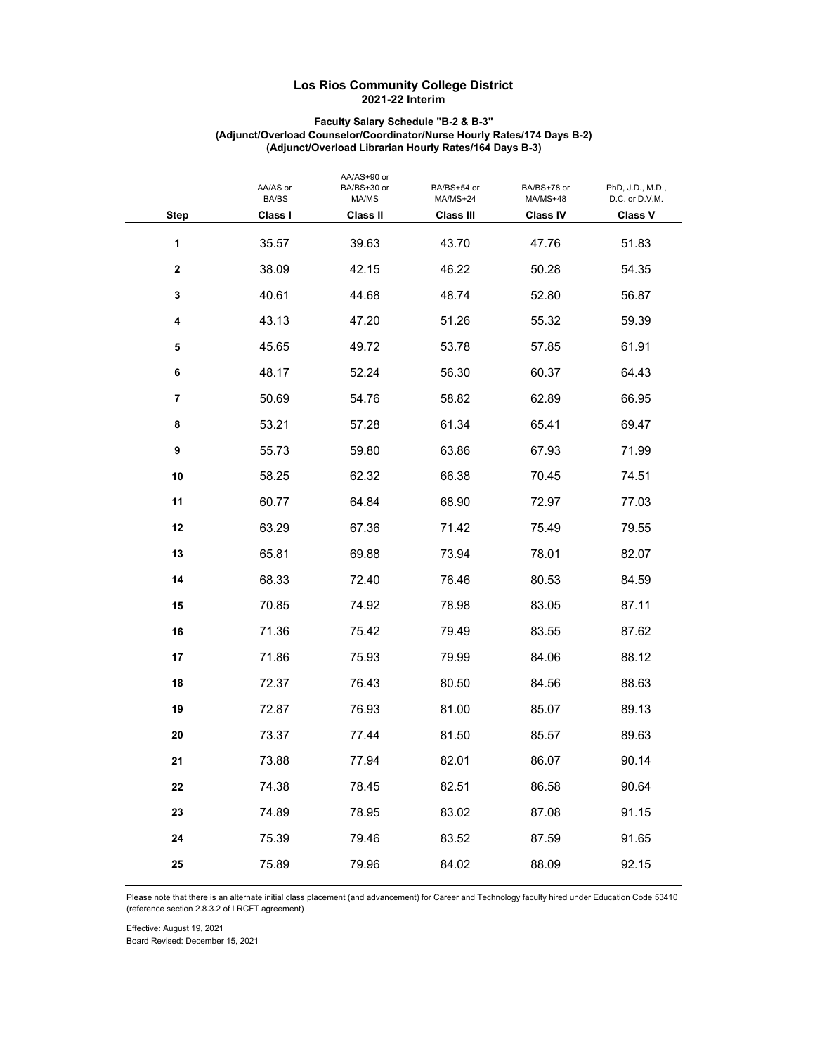## Los Rios Community College District
### 2021-22 Interim

**Faculty Salary Schedule "B-2 & B-3"**
**(Adjunct/Overload Counselor/Coordinator/Nurse Hourly Rates/174 Days B-2)**
**(Adjunct/Overload Librarian Hourly Rates/164 Days B-3)**

| Step | AA/AS or BA/BS<br>**Class I** | AA/AS+90 or BA/BS+30 or MA/MS<br>**Class II** | BA/BS+54 or MA/MS+24<br>**Class III** | BA/BS+78 or MA/MS+48<br>**Class IV** | PhD, J.D., M.D., D.C. or D.V.M.<br>**Class V** |
|---|---|---|---|---|---|
| 1 | 35.57 | 39.63 | 43.70 | 47.76 | 51.83 |
| 2 | 38.09 | 42.15 | 46.22 | 50.28 | 54.35 |
| 3 | 40.61 | 44.68 | 48.74 | 52.80 | 56.87 |
| 4 | 43.13 | 47.20 | 51.26 | 55.32 | 59.39 |
| 5 | 45.65 | 49.72 | 53.78 | 57.85 | 61.91 |
| 6 | 48.17 | 52.24 | 56.30 | 60.37 | 64.43 |
| 7 | 50.69 | 54.76 | 58.82 | 62.89 | 66.95 |
| 8 | 53.21 | 57.28 | 61.34 | 65.41 | 69.47 |
| 9 | 55.73 | 59.80 | 63.86 | 67.93 | 71.99 |
| 10 | 58.25 | 62.32 | 66.38 | 70.45 | 74.51 |
| 11 | 60.77 | 64.84 | 68.90 | 72.97 | 77.03 |
| 12 | 63.29 | 67.36 | 71.42 | 75.49 | 79.55 |
| 13 | 65.81 | 69.88 | 73.94 | 78.01 | 82.07 |
| 14 | 68.33 | 72.40 | 76.46 | 80.53 | 84.59 |
| 15 | 70.85 | 74.92 | 78.98 | 83.05 | 87.11 |
| 16 | 71.36 | 75.42 | 79.49 | 83.55 | 87.62 |
| 17 | 71.86 | 75.93 | 79.99 | 84.06 | 88.12 |
| 18 | 72.37 | 76.43 | 80.50 | 84.56 | 88.63 |
| 19 | 72.87 | 76.93 | 81.00 | 85.07 | 89.13 |
| 20 | 73.37 | 77.44 | 81.50 | 85.57 | 89.63 |
| 21 | 73.88 | 77.94 | 82.01 | 86.07 | 90.14 |
| 22 | 74.38 | 78.45 | 82.51 | 86.58 | 90.64 |
| 23 | 74.89 | 78.95 | 83.02 | 87.08 | 91.15 |
| 24 | 75.39 | 79.46 | 83.52 | 87.59 | 91.65 |
| 25 | 75.89 | 79.96 | 84.02 | 88.09 | 92.15 |

Please note that there is an alternate initial class placement (and advancement) for Career and Technology faculty hired under Education Code 53410 (reference section 2.8.3.2 of LRCFT agreement)

Effective: August 19, 2021
Board Revised: December 15, 2021